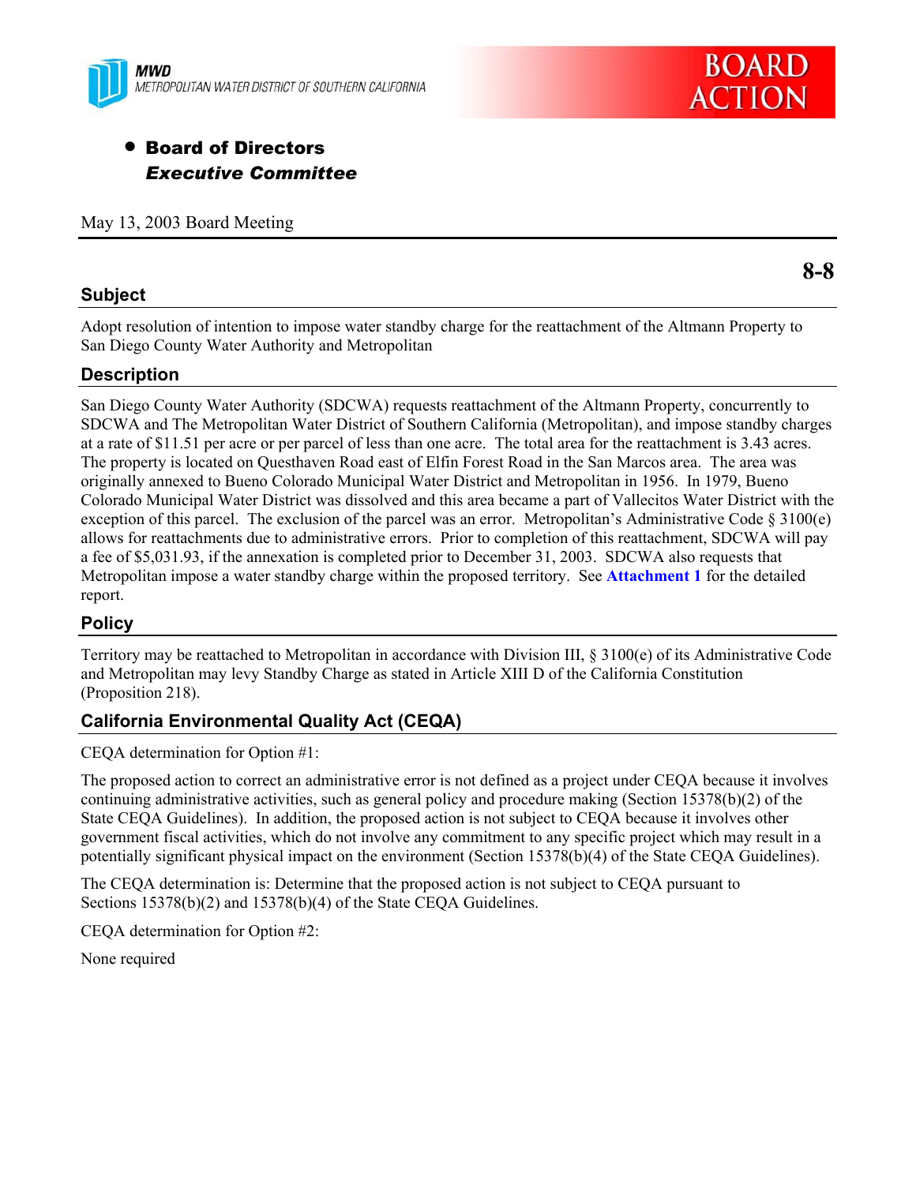MWD
METROPOLITAN WATER DISTRICT OF SOUTHERN CALIFORNIA

**BOARD ACTION**

- **Board of Directors**
  ***Executive Committee***

May 13, 2003 Board Meeting

**8-8**

## Subject

Adopt resolution of intention to impose water standby charge for the reattachment of the Altmann Property to San Diego County Water Authority and Metropolitan

## Description

San Diego County Water Authority (SDCWA) requests reattachment of the Altmann Property, concurrently to SDCWA and The Metropolitan Water District of Southern California (Metropolitan), and impose standby charges at a rate of $11.51 per acre or per parcel of less than one acre. The total area for the reattachment is 3.43 acres. The property is located on Questhaven Road east of Elfin Forest Road in the San Marcos area. The area was originally annexed to Bueno Colorado Municipal Water District and Metropolitan in 1956. In 1979, Bueno Colorado Municipal Water District was dissolved and this area became a part of Vallecitos Water District with the exception of this parcel. The exclusion of the parcel was an error. Metropolitan's Administrative Code § 3100(e) allows for reattachments due to administrative errors. Prior to completion of this reattachment, SDCWA will pay a fee of $5,031.93, if the annexation is completed prior to December 31, 2003. SDCWA also requests that Metropolitan impose a water standby charge within the proposed territory. See **Attachment 1** for the detailed report.

## Policy

Territory may be reattached to Metropolitan in accordance with Division III, § 3100(e) of its Administrative Code and Metropolitan may levy Standby Charge as stated in Article XIII D of the California Constitution (Proposition 218).

## California Environmental Quality Act (CEQA)

CEQA determination for Option #1:

The proposed action to correct an administrative error is not defined as a project under CEQA because it involves continuing administrative activities, such as general policy and procedure making (Section 15378(b)(2) of the State CEQA Guidelines). In addition, the proposed action is not subject to CEQA because it involves other government fiscal activities, which do not involve any commitment to any specific project which may result in a potentially significant physical impact on the environment (Section 15378(b)(4) of the State CEQA Guidelines).

The CEQA determination is: Determine that the proposed action is not subject to CEQA pursuant to Sections 15378(b)(2) and 15378(b)(4) of the State CEQA Guidelines.

CEQA determination for Option #2:

None required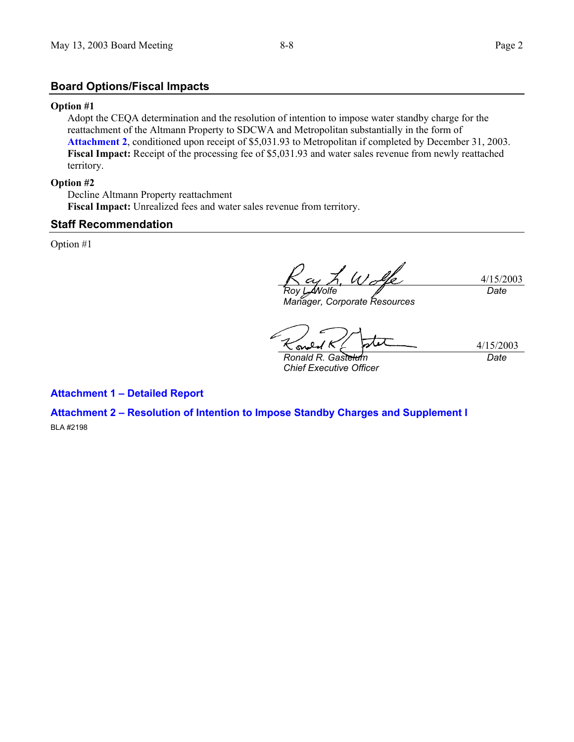## Board Options/Fiscal Impacts

**Option #1**

Adopt the CEQA determination and the resolution of intention to impose water standby charge for the reattachment of the Altmann Property to SDCWA and Metropolitan substantially in the form of **Attachment 2**, conditioned upon receipt of $5,031.93 to Metropolitan if completed by December 31, 2003.
**Fiscal Impact:** Receipt of the processing fee of $5,031.93 and water sales revenue from newly reattached territory.

**Option #2**

Decline Altmann Property reattachment
**Fiscal Impact:** Unrealized fees and water sales revenue from territory.

## Staff Recommendation

Option #1

| | |
|---|---|
| *Roy L. Wolfe*<br>*Manager, Corporate Resources* | 4/15/2003<br>*Date* |
| *Ronald R. Gastelum*<br>*Chief Executive Officer* | 4/15/2003<br>*Date* |

**Attachment 1 – Detailed Report**

**Attachment 2 – Resolution of Intention to Impose Standby Charges and Supplement I**

BLA #2198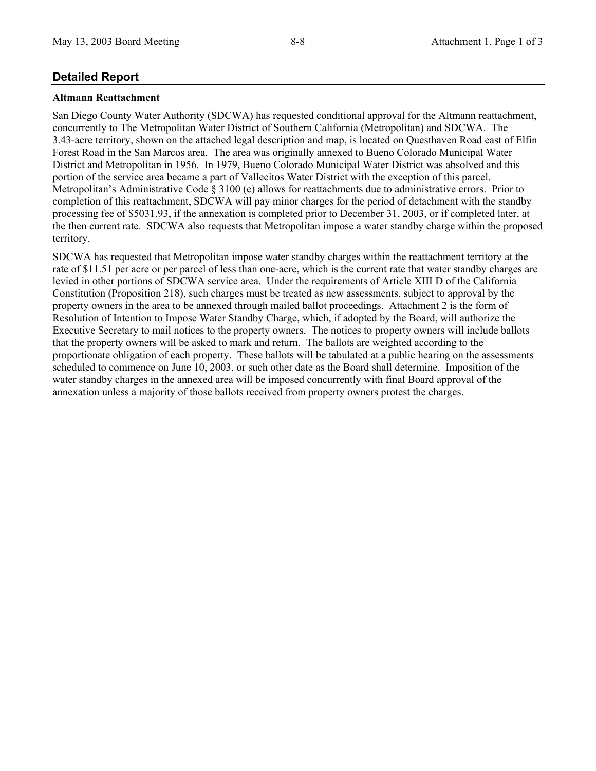## Detailed Report

**Altmann Reattachment**

San Diego County Water Authority (SDCWA) has requested conditional approval for the Altmann reattachment, concurrently to The Metropolitan Water District of Southern California (Metropolitan) and SDCWA. The 3.43-acre territory, shown on the attached legal description and map, is located on Questhaven Road east of Elfin Forest Road in the San Marcos area. The area was originally annexed to Bueno Colorado Municipal Water District and Metropolitan in 1956. In 1979, Bueno Colorado Municipal Water District was absolved and this portion of the service area became a part of Vallecitos Water District with the exception of this parcel. Metropolitan's Administrative Code § 3100 (e) allows for reattachments due to administrative errors. Prior to completion of this reattachment, SDCWA will pay minor charges for the period of detachment with the standby processing fee of $5031.93, if the annexation is completed prior to December 31, 2003, or if completed later, at the then current rate. SDCWA also requests that Metropolitan impose a water standby charge within the proposed territory.

SDCWA has requested that Metropolitan impose water standby charges within the reattachment territory at the rate of $11.51 per acre or per parcel of less than one-acre, which is the current rate that water standby charges are levied in other portions of SDCWA service area. Under the requirements of Article XIII D of the California Constitution (Proposition 218), such charges must be treated as new assessments, subject to approval by the property owners in the area to be annexed through mailed ballot proceedings. Attachment 2 is the form of Resolution of Intention to Impose Water Standby Charge, which, if adopted by the Board, will authorize the Executive Secretary to mail notices to the property owners. The notices to property owners will include ballots that the property owners will be asked to mark and return. The ballots are weighted according to the proportionate obligation of each property. These ballots will be tabulated at a public hearing on the assessments scheduled to commence on June 10, 2003, or such other date as the Board shall determine. Imposition of the water standby charges in the annexed area will be imposed concurrently with final Board approval of the annexation unless a majority of those ballots received from property owners protest the charges.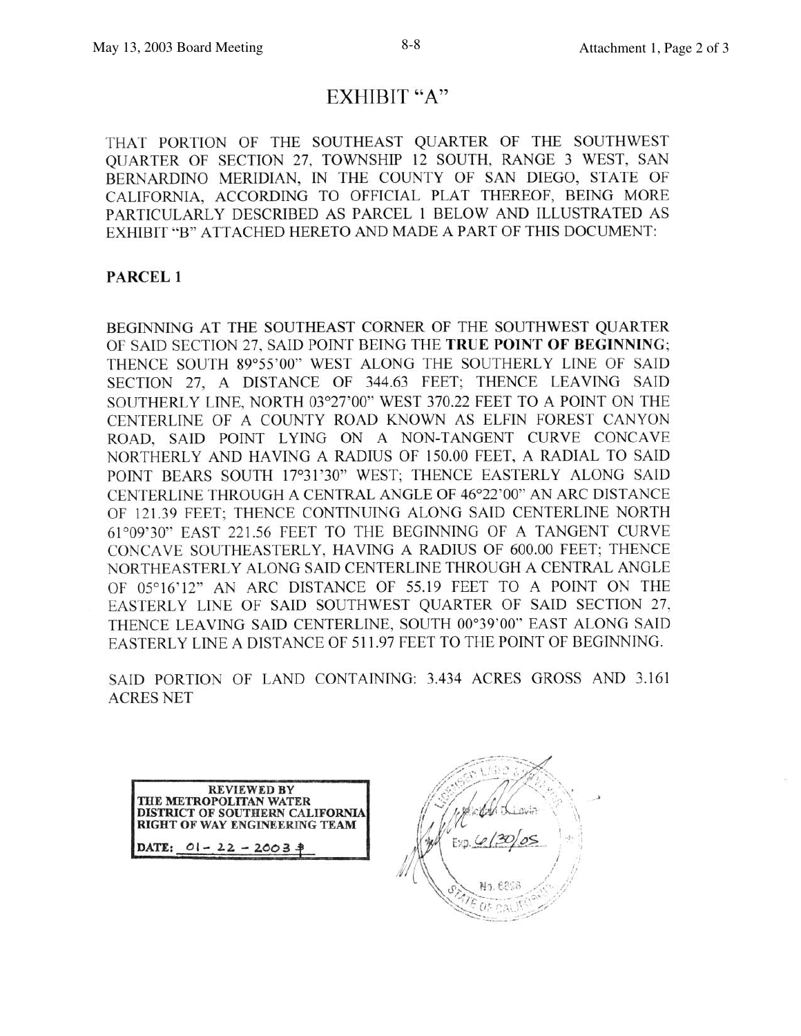# EXHIBIT "A"

THAT PORTION OF THE SOUTHEAST QUARTER OF THE SOUTHWEST QUARTER OF SECTION 27, TOWNSHIP 12 SOUTH, RANGE 3 WEST, SAN BERNARDINO MERIDIAN, IN THE COUNTY OF SAN DIEGO, STATE OF CALIFORNIA, ACCORDING TO OFFICIAL PLAT THEREOF, BEING MORE PARTICULARLY DESCRIBED AS PARCEL 1 BELOW AND ILLUSTRATED AS EXHIBIT "B" ATTACHED HERETO AND MADE A PART OF THIS DOCUMENT:

**PARCEL 1**

BEGINNING AT THE SOUTHEAST CORNER OF THE SOUTHWEST QUARTER OF SAID SECTION 27, SAID POINT BEING THE **TRUE POINT OF BEGINNING**; THENCE SOUTH 89°55'00" WEST ALONG THE SOUTHERLY LINE OF SAID SECTION 27, A DISTANCE OF 344.63 FEET; THENCE LEAVING SAID SOUTHERLY LINE, NORTH 03°27'00" WEST 370.22 FEET TO A POINT ON THE CENTERLINE OF A COUNTY ROAD KNOWN AS ELFIN FOREST CANYON ROAD, SAID POINT LYING ON A NON-TANGENT CURVE CONCAVE NORTHERLY AND HAVING A RADIUS OF 150.00 FEET, A RADIAL TO SAID POINT BEARS SOUTH 17°31'30" WEST; THENCE EASTERLY ALONG SAID CENTERLINE THROUGH A CENTRAL ANGLE OF 46°22'00" AN ARC DISTANCE OF 121.39 FEET; THENCE CONTINUING ALONG SAID CENTERLINE NORTH 61°09'30" EAST 221.56 FEET TO THE BEGINNING OF A TANGENT CURVE CONCAVE SOUTHEASTERLY, HAVING A RADIUS OF 600.00 FEET; THENCE NORTHEASTERLY ALONG SAID CENTERLINE THROUGH A CENTRAL ANGLE OF 05°16'12" AN ARC DISTANCE OF 55.19 FEET TO A POINT ON THE EASTERLY LINE OF SAID SOUTHWEST QUARTER OF SAID SECTION 27, THENCE LEAVING SAID CENTERLINE, SOUTH 00°39'00" EAST ALONG SAID EASTERLY LINE A DISTANCE OF 511.97 FEET TO THE POINT OF BEGINNING.

SAID PORTION OF LAND CONTAINING: 3.434 ACRES GROSS AND 3.161 ACRES NET

**REVIEWED BY**
**THE METROPOLITAN WATER DISTRICT OF SOUTHERN CALIFORNIA RIGHT OF WAY ENGINEERING TEAM**
**DATE:** 01 - 22 - 2003

LICENSED LAND SURVEYOR
Exp. 6/30/05
No. 6266
STATE OF CALIFORNIA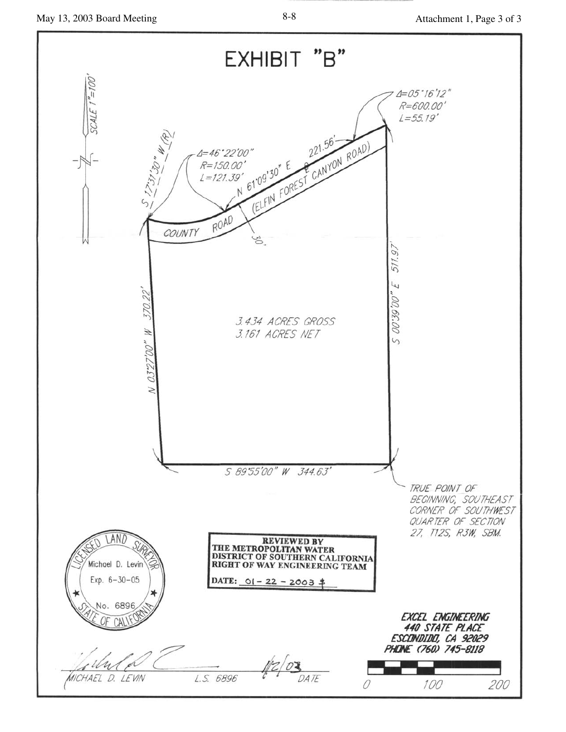# EXHIBIT "B"

SCALE 1"=100'

S 17°31'30" W (R)

Δ=46°22'00"
R=150.00'
L=121.39'

N 61°09'30" E 221.56'

Δ=05°16'12"
R=600.00'
L=55.19'

(ELFIN FOREST CANYON ROAD)

COUNTY ROAD

30'

N 03°27'00" W 370.22'

S 00°39'00" E 511.97'

3.434 ACRES GROSS
3.161 ACRES NET

S 89°55'00" W 344.63'

TRUE POINT OF BEGINNING, SOUTHEAST CORNER OF SOUTHWEST QUARTER OF SECTION 27, T12S, R3W, SBM.

LICENSED LAND SURVEYOR
Michael D. Levin
Exp. 6-30-05
No. 6896
STATE OF CALIFORNIA

**REVIEWED BY THE METROPOLITAN WATER DISTRICT OF SOUTHERN CALIFORNIA RIGHT OF WAY ENGINEERING TEAM**

**DATE:** 01-22-2003

***EXCEL ENGINEERING***
***440 STATE PLACE***
***ESCONDIDO, CA 92029***
***PHONE (760) 745-8118***

MICHAEL D. LEVIN L.S. 6896 1/2/03 DATE

0 100 200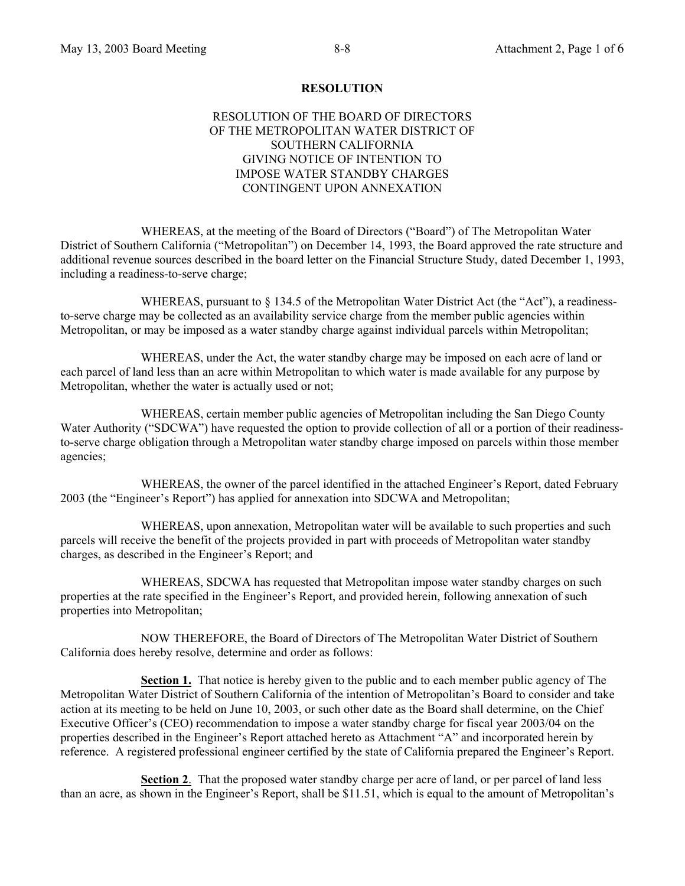**RESOLUTION**

RESOLUTION OF THE BOARD OF DIRECTORS
OF THE METROPOLITAN WATER DISTRICT OF
SOUTHERN CALIFORNIA
GIVING NOTICE OF INTENTION TO
IMPOSE WATER STANDBY CHARGES
CONTINGENT UPON ANNEXATION

WHEREAS, at the meeting of the Board of Directors ("Board") of The Metropolitan Water District of Southern California ("Metropolitan") on December 14, 1993, the Board approved the rate structure and additional revenue sources described in the board letter on the Financial Structure Study, dated December 1, 1993, including a readiness-to-serve charge;

WHEREAS, pursuant to § 134.5 of the Metropolitan Water District Act (the "Act"), a readiness-to-serve charge may be collected as an availability service charge from the member public agencies within Metropolitan, or may be imposed as a water standby charge against individual parcels within Metropolitan;

WHEREAS, under the Act, the water standby charge may be imposed on each acre of land or each parcel of land less than an acre within Metropolitan to which water is made available for any purpose by Metropolitan, whether the water is actually used or not;

WHEREAS, certain member public agencies of Metropolitan including the San Diego County Water Authority ("SDCWA") have requested the option to provide collection of all or a portion of their readiness-to-serve charge obligation through a Metropolitan water standby charge imposed on parcels within those member agencies;

WHEREAS, the owner of the parcel identified in the attached Engineer's Report, dated February 2003 (the "Engineer's Report") has applied for annexation into SDCWA and Metropolitan;

WHEREAS, upon annexation, Metropolitan water will be available to such properties and such parcels will receive the benefit of the projects provided in part with proceeds of Metropolitan water standby charges, as described in the Engineer's Report; and

WHEREAS, SDCWA has requested that Metropolitan impose water standby charges on such properties at the rate specified in the Engineer's Report, and provided herein, following annexation of such properties into Metropolitan;

NOW THEREFORE, the Board of Directors of The Metropolitan Water District of Southern California does hereby resolve, determine and order as follows:

**Section 1.** That notice is hereby given to the public and to each member public agency of The Metropolitan Water District of Southern California of the intention of Metropolitan's Board to consider and take action at its meeting to be held on June 10, 2003, or such other date as the Board shall determine, on the Chief Executive Officer's (CEO) recommendation to impose a water standby charge for fiscal year 2003/04 on the properties described in the Engineer's Report attached hereto as Attachment "A" and incorporated herein by reference. A registered professional engineer certified by the state of California prepared the Engineer's Report.

**Section 2**. That the proposed water standby charge per acre of land, or per parcel of land less than an acre, as shown in the Engineer's Report, shall be $11.51, which is equal to the amount of Metropolitan's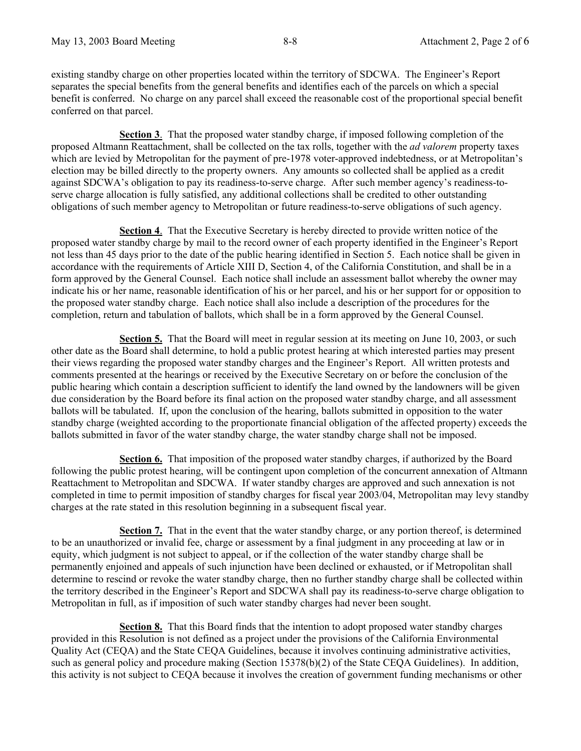existing standby charge on other properties located within the territory of SDCWA. The Engineer's Report separates the special benefits from the general benefits and identifies each of the parcels on which a special benefit is conferred. No charge on any parcel shall exceed the reasonable cost of the proportional special benefit conferred on that parcel.

**Section 3**. That the proposed water standby charge, if imposed following completion of the proposed Altmann Reattachment, shall be collected on the tax rolls, together with the *ad valorem* property taxes which are levied by Metropolitan for the payment of pre-1978 voter-approved indebtedness, or at Metropolitan's election may be billed directly to the property owners. Any amounts so collected shall be applied as a credit against SDCWA's obligation to pay its readiness-to-serve charge. After such member agency's readiness-to-serve charge allocation is fully satisfied, any additional collections shall be credited to other outstanding obligations of such member agency to Metropolitan or future readiness-to-serve obligations of such agency.

**Section 4**. That the Executive Secretary is hereby directed to provide written notice of the proposed water standby charge by mail to the record owner of each property identified in the Engineer's Report not less than 45 days prior to the date of the public hearing identified in Section 5. Each notice shall be given in accordance with the requirements of Article XIII D, Section 4, of the California Constitution, and shall be in a form approved by the General Counsel. Each notice shall include an assessment ballot whereby the owner may indicate his or her name, reasonable identification of his or her parcel, and his or her support for or opposition to the proposed water standby charge. Each notice shall also include a description of the procedures for the completion, return and tabulation of ballots, which shall be in a form approved by the General Counsel.

**Section 5.** That the Board will meet in regular session at its meeting on June 10, 2003, or such other date as the Board shall determine, to hold a public protest hearing at which interested parties may present their views regarding the proposed water standby charges and the Engineer's Report. All written protests and comments presented at the hearings or received by the Executive Secretary on or before the conclusion of the public hearing which contain a description sufficient to identify the land owned by the landowners will be given due consideration by the Board before its final action on the proposed water standby charge, and all assessment ballots will be tabulated. If, upon the conclusion of the hearing, ballots submitted in opposition to the water standby charge (weighted according to the proportionate financial obligation of the affected property) exceeds the ballots submitted in favor of the water standby charge, the water standby charge shall not be imposed.

**Section 6.** That imposition of the proposed water standby charges, if authorized by the Board following the public protest hearing, will be contingent upon completion of the concurrent annexation of Altmann Reattachment to Metropolitan and SDCWA. If water standby charges are approved and such annexation is not completed in time to permit imposition of standby charges for fiscal year 2003/04, Metropolitan may levy standby charges at the rate stated in this resolution beginning in a subsequent fiscal year.

**Section 7.** That in the event that the water standby charge, or any portion thereof, is determined to be an unauthorized or invalid fee, charge or assessment by a final judgment in any proceeding at law or in equity, which judgment is not subject to appeal, or if the collection of the water standby charge shall be permanently enjoined and appeals of such injunction have been declined or exhausted, or if Metropolitan shall determine to rescind or revoke the water standby charge, then no further standby charge shall be collected within the territory described in the Engineer's Report and SDCWA shall pay its readiness-to-serve charge obligation to Metropolitan in full, as if imposition of such water standby charges had never been sought.

**Section 8.** That this Board finds that the intention to adopt proposed water standby charges provided in this Resolution is not defined as a project under the provisions of the California Environmental Quality Act (CEQA) and the State CEQA Guidelines, because it involves continuing administrative activities, such as general policy and procedure making (Section 15378(b)(2) of the State CEQA Guidelines). In addition, this activity is not subject to CEQA because it involves the creation of government funding mechanisms or other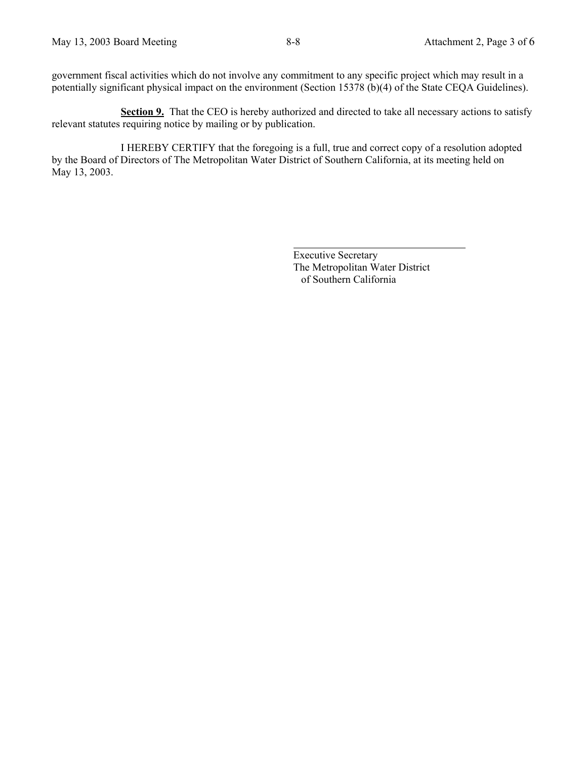government fiscal activities which do not involve any commitment to any specific project which may result in a potentially significant physical impact on the environment (Section 15378 (b)(4) of the State CEQA Guidelines).

**Section 9.** That the CEO is hereby authorized and directed to take all necessary actions to satisfy relevant statutes requiring notice by mailing or by publication.

I HEREBY CERTIFY that the foregoing is a full, true and correct copy of a resolution adopted by the Board of Directors of The Metropolitan Water District of Southern California, at its meeting held on May 13, 2003.

\_\_\_\_\_\_\_\_\_\_\_\_\_\_\_\_\_\_\_\_\_\_\_\_\_\_\_\_\_\_\_\_

Executive Secretary
The Metropolitan Water District
of Southern California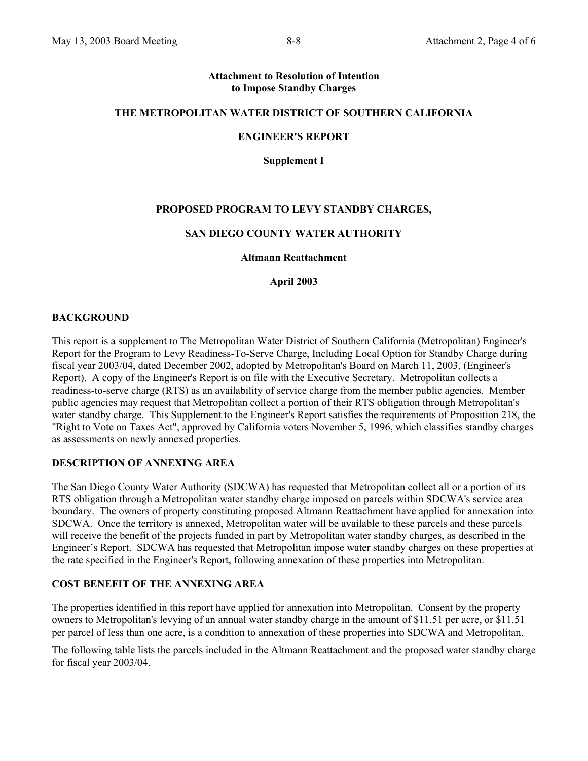**Attachment to Resolution of Intention to Impose Standby Charges**

**THE METROPOLITAN WATER DISTRICT OF SOUTHERN CALIFORNIA**

**ENGINEER'S REPORT**

**Supplement I**

**PROPOSED PROGRAM TO LEVY STANDBY CHARGES,**

**SAN DIEGO COUNTY WATER AUTHORITY**

**Altmann Reattachment**

**April 2003**

## BACKGROUND

This report is a supplement to The Metropolitan Water District of Southern California (Metropolitan) Engineer's Report for the Program to Levy Readiness-To-Serve Charge, Including Local Option for Standby Charge during fiscal year 2003/04, dated December 2002, adopted by Metropolitan's Board on March 11, 2003, (Engineer's Report). A copy of the Engineer's Report is on file with the Executive Secretary. Metropolitan collects a readiness-to-serve charge (RTS) as an availability of service charge from the member public agencies. Member public agencies may request that Metropolitan collect a portion of their RTS obligation through Metropolitan's water standby charge. This Supplement to the Engineer's Report satisfies the requirements of Proposition 218, the "Right to Vote on Taxes Act", approved by California voters November 5, 1996, which classifies standby charges as assessments on newly annexed properties.

## DESCRIPTION OF ANNEXING AREA

The San Diego County Water Authority (SDCWA) has requested that Metropolitan collect all or a portion of its RTS obligation through a Metropolitan water standby charge imposed on parcels within SDCWA's service area boundary. The owners of property constituting proposed Altmann Reattachment have applied for annexation into SDCWA. Once the territory is annexed, Metropolitan water will be available to these parcels and these parcels will receive the benefit of the projects funded in part by Metropolitan water standby charges, as described in the Engineer's Report. SDCWA has requested that Metropolitan impose water standby charges on these properties at the rate specified in the Engineer's Report, following annexation of these properties into Metropolitan.

## COST BENEFIT OF THE ANNEXING AREA

The properties identified in this report have applied for annexation into Metropolitan. Consent by the property owners to Metropolitan's levying of an annual water standby charge in the amount of $11.51 per acre, or $11.51 per parcel of less than one acre, is a condition to annexation of these properties into SDCWA and Metropolitan.

The following table lists the parcels included in the Altmann Reattachment and the proposed water standby charge for fiscal year 2003/04.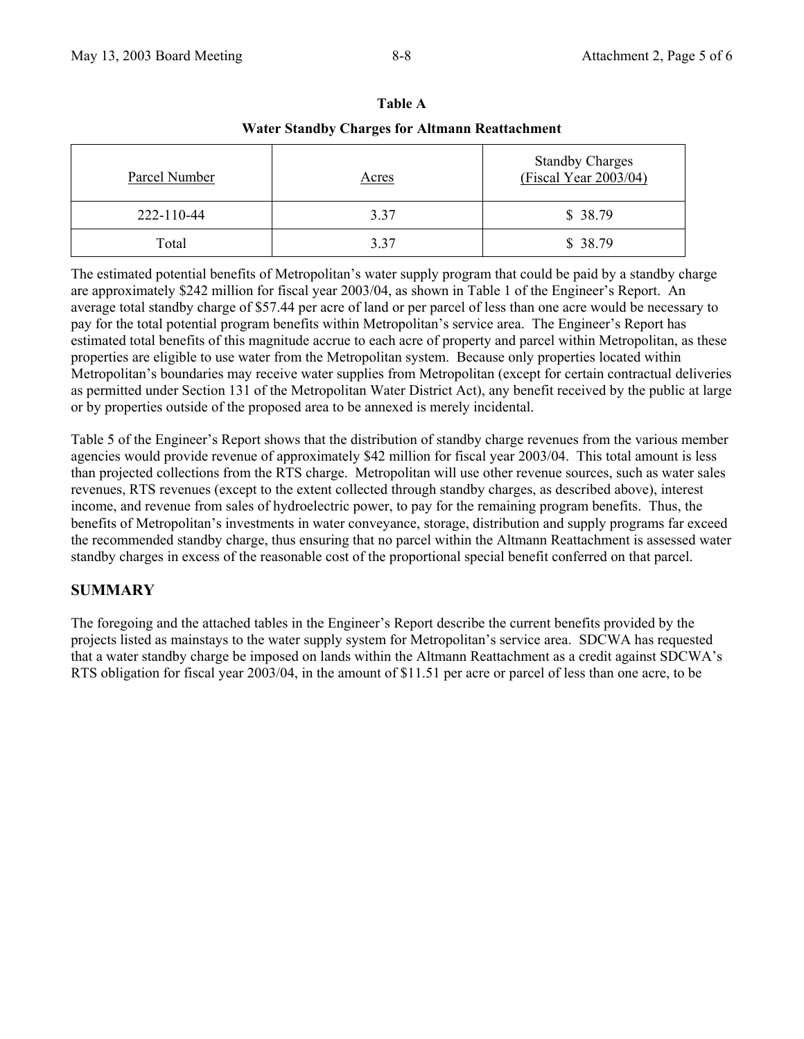**Table A**

**Water Standby Charges for Altmann Reattachment**

| Parcel Number | Acres | Standby Charges (Fiscal Year 2003/04) |
|---|---|---|
| 222-110-44 | 3.37 | $ 38.79 |
| Total | 3.37 | $ 38.79 |

The estimated potential benefits of Metropolitan's water supply program that could be paid by a standby charge are approximately $242 million for fiscal year 2003/04, as shown in Table 1 of the Engineer's Report. An average total standby charge of $57.44 per acre of land or per parcel of less than one acre would be necessary to pay for the total potential program benefits within Metropolitan's service area. The Engineer's Report has estimated total benefits of this magnitude accrue to each acre of property and parcel within Metropolitan, as these properties are eligible to use water from the Metropolitan system. Because only properties located within Metropolitan's boundaries may receive water supplies from Metropolitan (except for certain contractual deliveries as permitted under Section 131 of the Metropolitan Water District Act), any benefit received by the public at large or by properties outside of the proposed area to be annexed is merely incidental.

Table 5 of the Engineer's Report shows that the distribution of standby charge revenues from the various member agencies would provide revenue of approximately $42 million for fiscal year 2003/04. This total amount is less than projected collections from the RTS charge. Metropolitan will use other revenue sources, such as water sales revenues, RTS revenues (except to the extent collected through standby charges, as described above), interest income, and revenue from sales of hydroelectric power, to pay for the remaining program benefits. Thus, the benefits of Metropolitan's investments in water conveyance, storage, distribution and supply programs far exceed the recommended standby charge, thus ensuring that no parcel within the Altmann Reattachment is assessed water standby charges in excess of the reasonable cost of the proportional special benefit conferred on that parcel.

## SUMMARY

The foregoing and the attached tables in the Engineer's Report describe the current benefits provided by the projects listed as mainstays to the water supply system for Metropolitan's service area. SDCWA has requested that a water standby charge be imposed on lands within the Altmann Reattachment as a credit against SDCWA's RTS obligation for fiscal year 2003/04, in the amount of $11.51 per acre or parcel of less than one acre, to be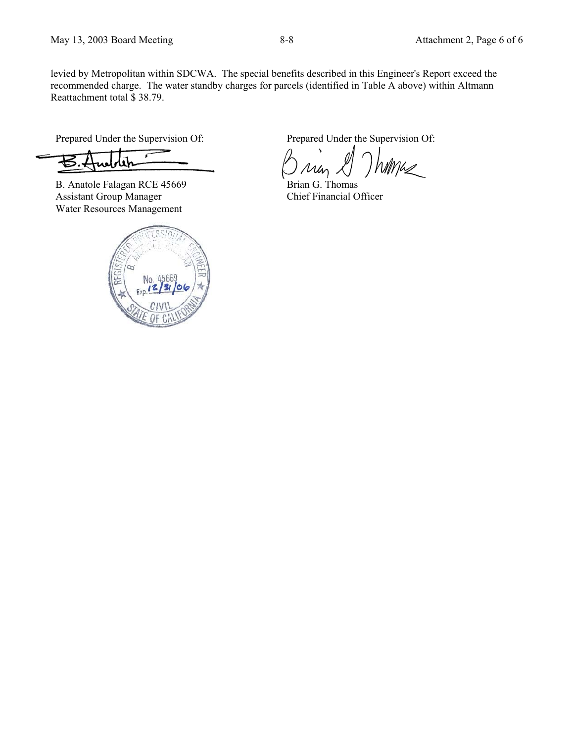levied by Metropolitan within SDCWA. The special benefits described in this Engineer's Report exceed the recommended charge. The water standby charges for parcels (identified in Table A above) within Altmann Reattachment total $ 38.79.

Prepared Under the Supervision Of:

B. Anatole Falagan RCE 45669
Assistant Group Manager
Water Resources Management

Prepared Under the Supervision Of:

Brian G. Thomas
Chief Financial Officer